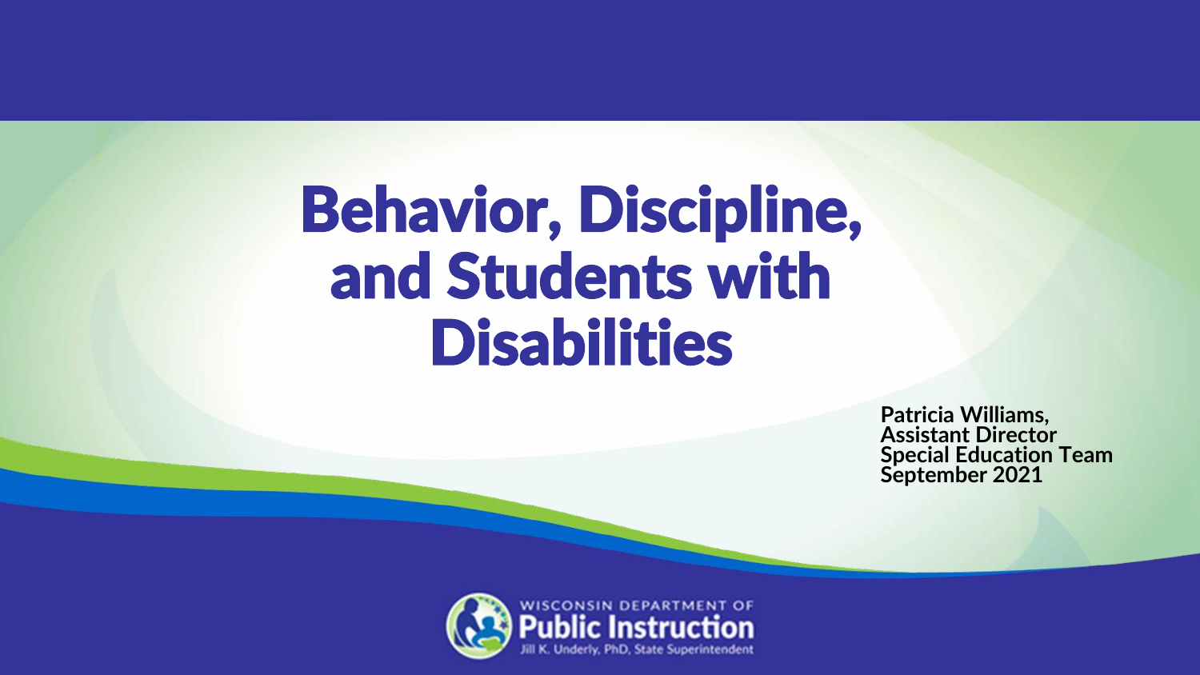# Behavior, Discipline, and Students with Disabilities

**Patricia Williams, Assistant Director**
**Special Education Team**
**September 2021**

WISCONSIN DEPARTMENT OF
Public Instruction
Jill K. Underly, PhD, State Superintendent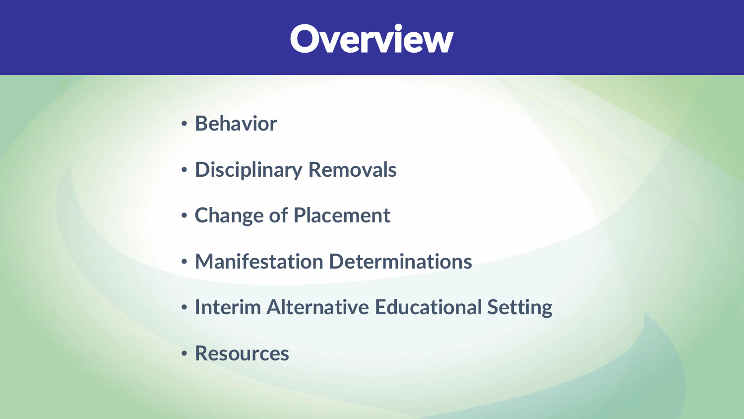# Overview

- **Behavior**
- **Disciplinary Removals**
- **Change of Placement**
- **Manifestation Determinations**
- **Interim Alternative Educational Setting**
- **Resources**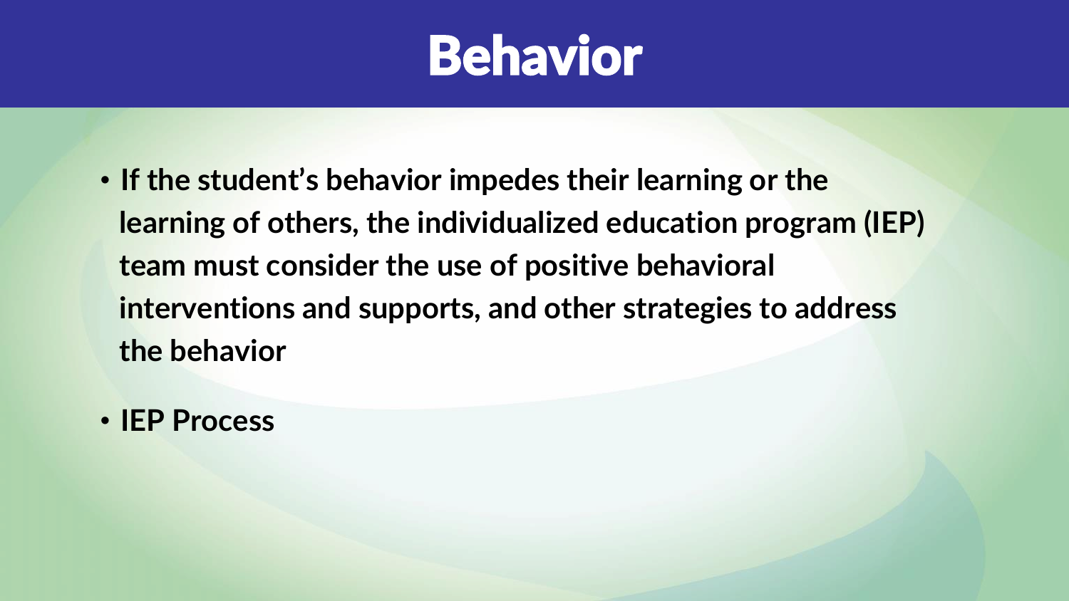# Behavior

- **If the student's behavior impedes their learning or the learning of others, the individualized education program (IEP) team must consider the use of positive behavioral interventions and supports, and other strategies to address the behavior**
- **IEP Process**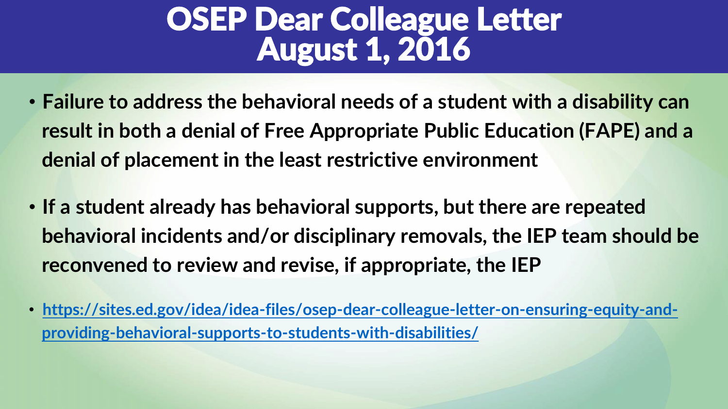# OSEP Dear Colleague Letter August 1, 2016

- **Failure to address the behavioral needs of a student with a disability can result in both a denial of Free Appropriate Public Education (FAPE) and a denial of placement in the least restrictive environment**
- **If a student already has behavioral supports, but there are repeated behavioral incidents and/or disciplinary removals, the IEP team should be reconvened to review and revise, if appropriate, the IEP**
- **https://sites.ed.gov/idea/idea-files/osep-dear-colleague-letter-on-ensuring-equity-and-providing-behavioral-supports-to-students-with-disabilities/**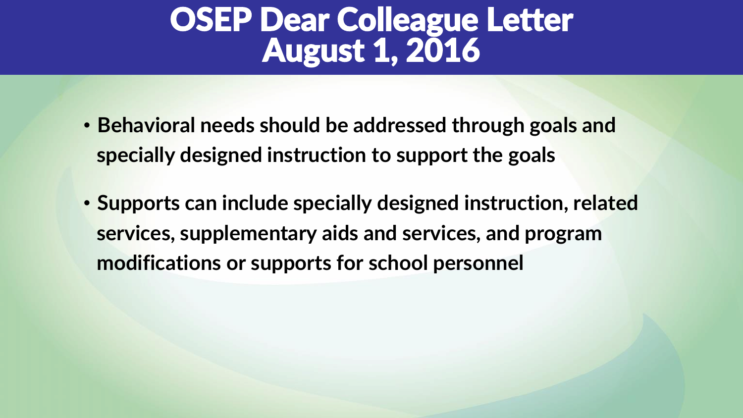# OSEP Dear Colleague Letter August 1, 2016

- **Behavioral needs should be addressed through goals and specially designed instruction to support the goals**
- **Supports can include specially designed instruction, related services, supplementary aids and services, and program modifications or supports for school personnel**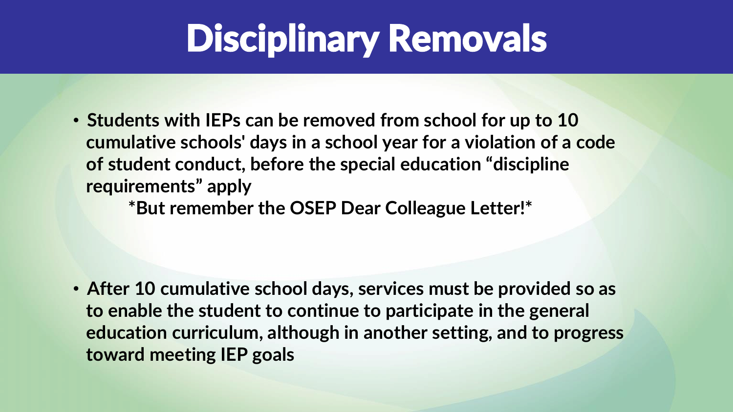# Disciplinary Removals

- **Students with IEPs can be removed from school for up to 10 cumulative schools' days in a school year for a violation of a code of student conduct, before the special education "discipline requirements" apply**

  ***But remember the OSEP Dear Colleague Letter!***

- **After 10 cumulative school days, services must be provided so as to enable the student to continue to participate in the general education curriculum, although in another setting, and to progress toward meeting IEP goals**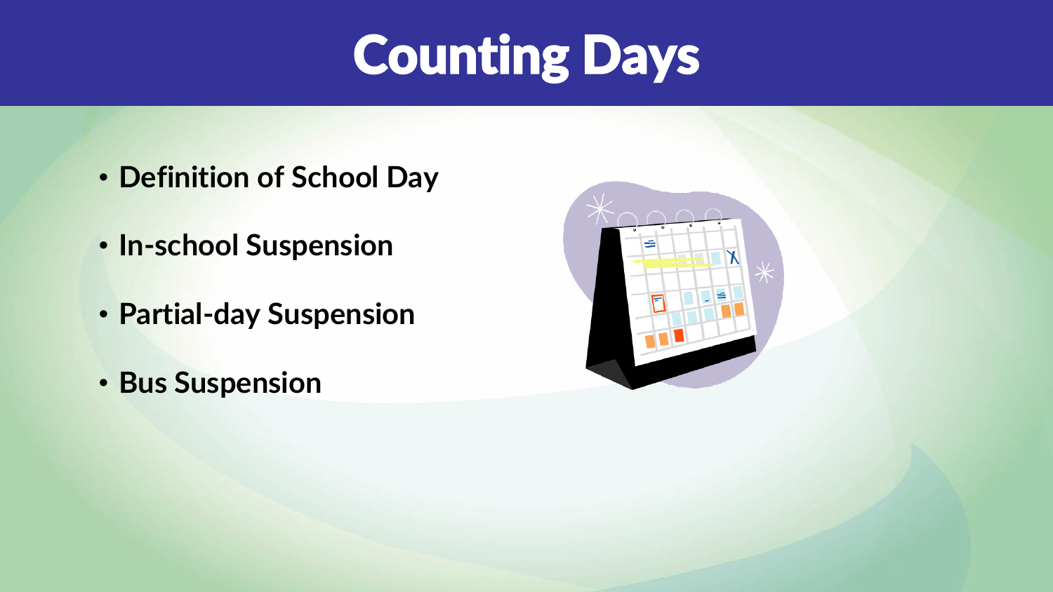# Counting Days

- Definition of School Day
- In-school Suspension
- Partial-day Suspension
- Bus Suspension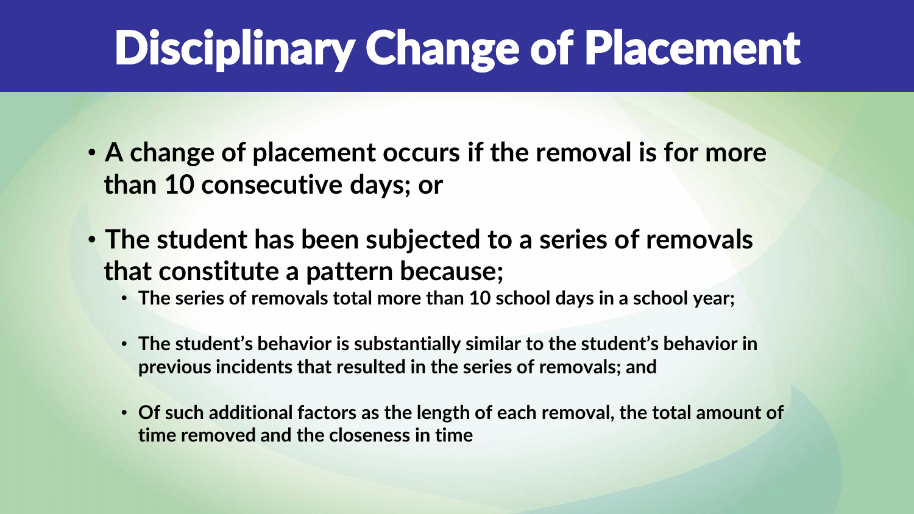# Disciplinary Change of Placement

- **A change of placement occurs if the removal is for more than 10 consecutive days; or**
- **The student has been subjected to a series of removals that constitute a pattern because;**
  - **The series of removals total more than 10 school days in a school year;**
  - **The student's behavior is substantially similar to the student's behavior in previous incidents that resulted in the series of removals; and**
  - **Of such additional factors as the length of each removal, the total amount of time removed and the closeness in time**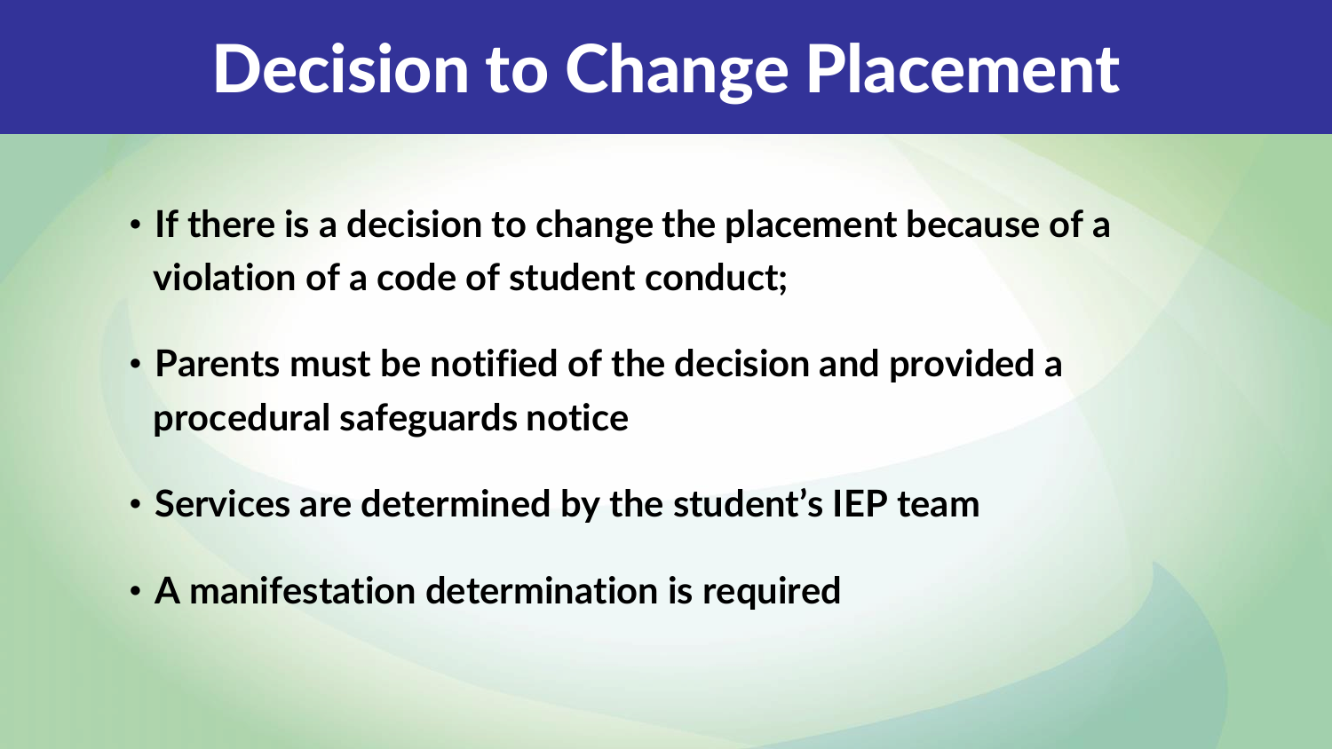# Decision to Change Placement

- If there is a decision to change the placement because of a violation of a code of student conduct;
- Parents must be notified of the decision and provided a procedural safeguards notice
- Services are determined by the student's IEP team
- A manifestation determination is required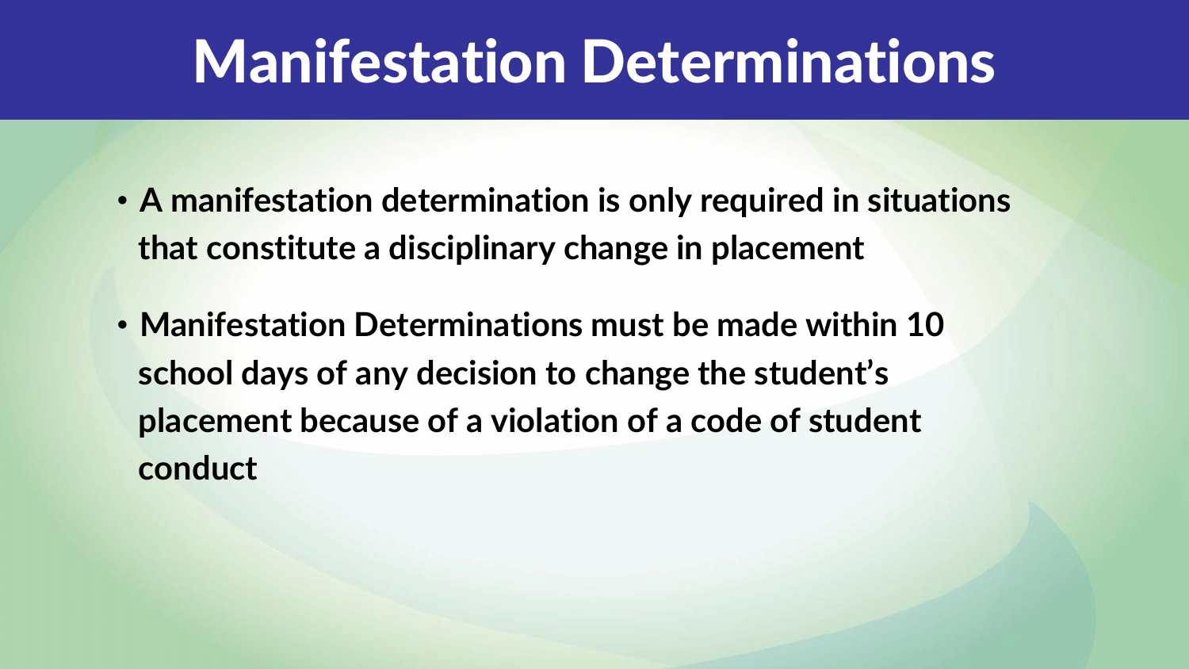# Manifestation Determinations

- **A manifestation determination is only required in situations that constitute a disciplinary change in placement**
- **Manifestation Determinations must be made within 10 school days of any decision to change the student's placement because of a violation of a code of student conduct**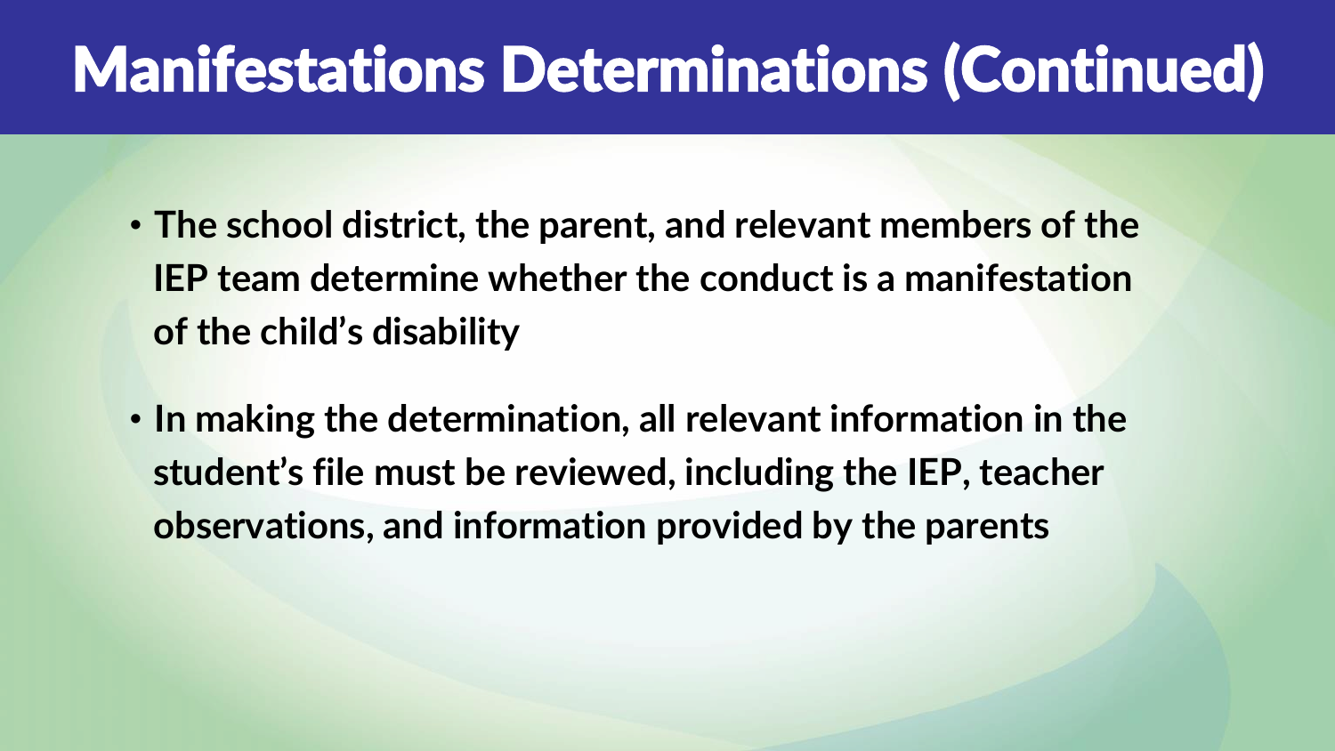# Manifestations Determinations (Continued)

- **The school district, the parent, and relevant members of the IEP team determine whether the conduct is a manifestation of the child's disability**
- **In making the determination, all relevant information in the student's file must be reviewed, including the IEP, teacher observations, and information provided by the parents**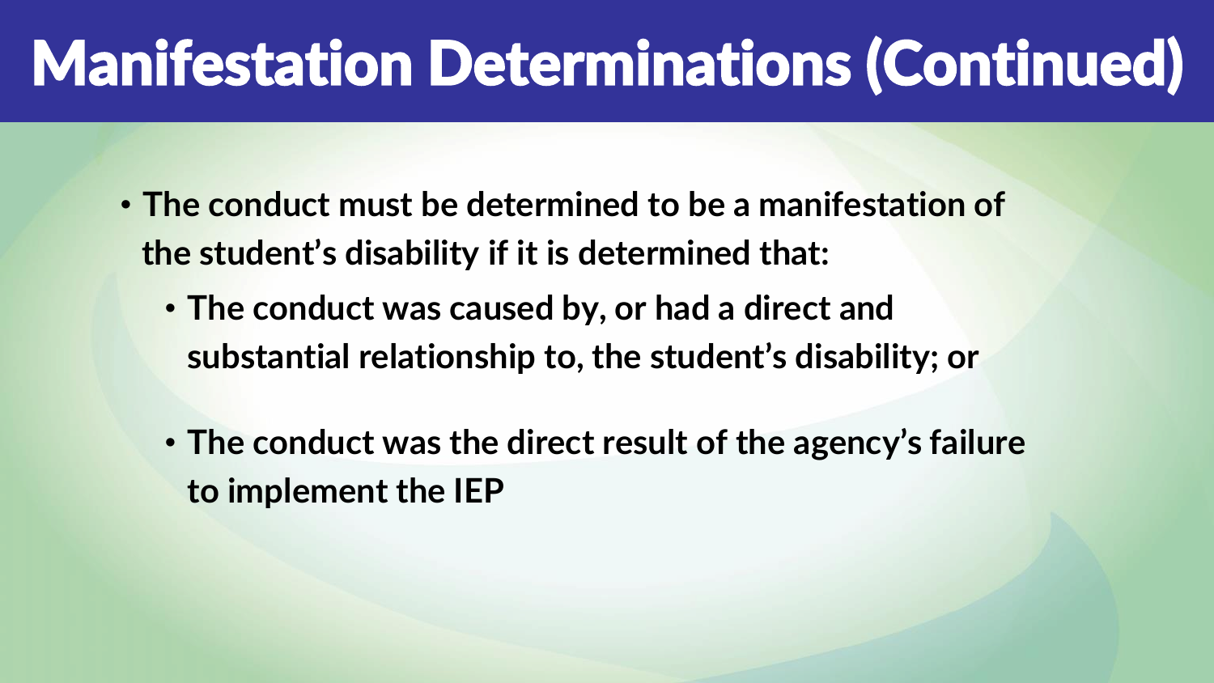# Manifestation Determinations (Continued)

- **The conduct must be determined to be a manifestation of the student's disability if it is determined that:**
  - **The conduct was caused by, or had a direct and substantial relationship to, the student's disability; or**
  - **The conduct was the direct result of the agency's failure to implement the IEP**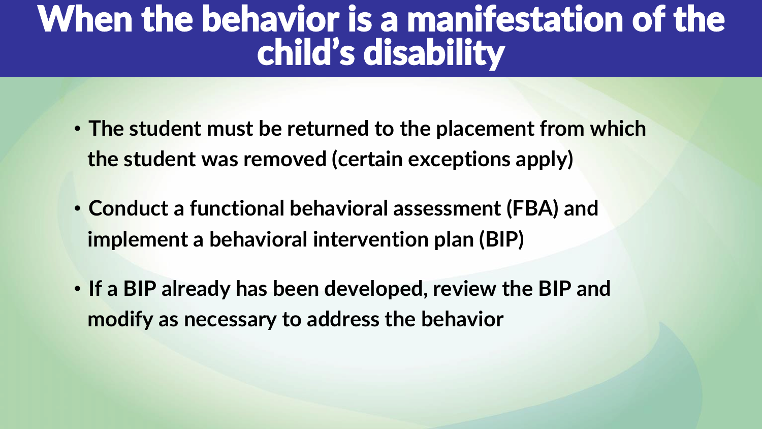# When the behavior is a manifestation of the child's disability

- **The student must be returned to the placement from which the student was removed (certain exceptions apply)**
- **Conduct a functional behavioral assessment (FBA) and implement a behavioral intervention plan (BIP)**
- **If a BIP already has been developed, review the BIP and modify as necessary to address the behavior**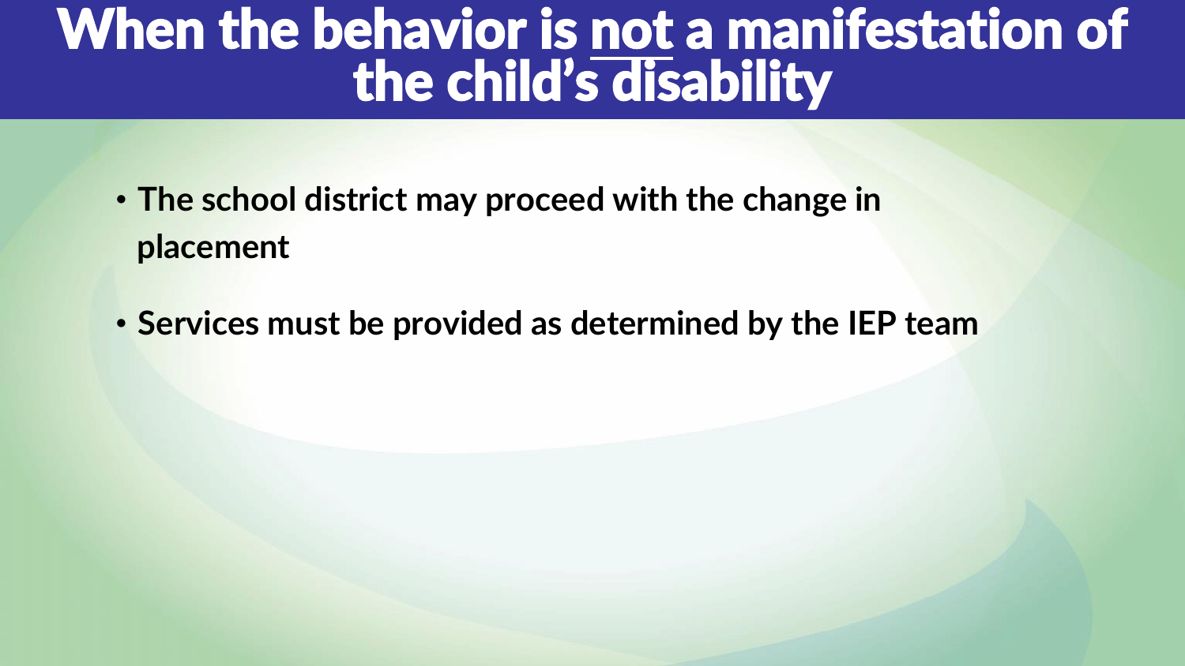# When the behavior is not a manifestation of the child's disability

- **The school district may proceed with the change in placement**
- **Services must be provided as determined by the IEP team**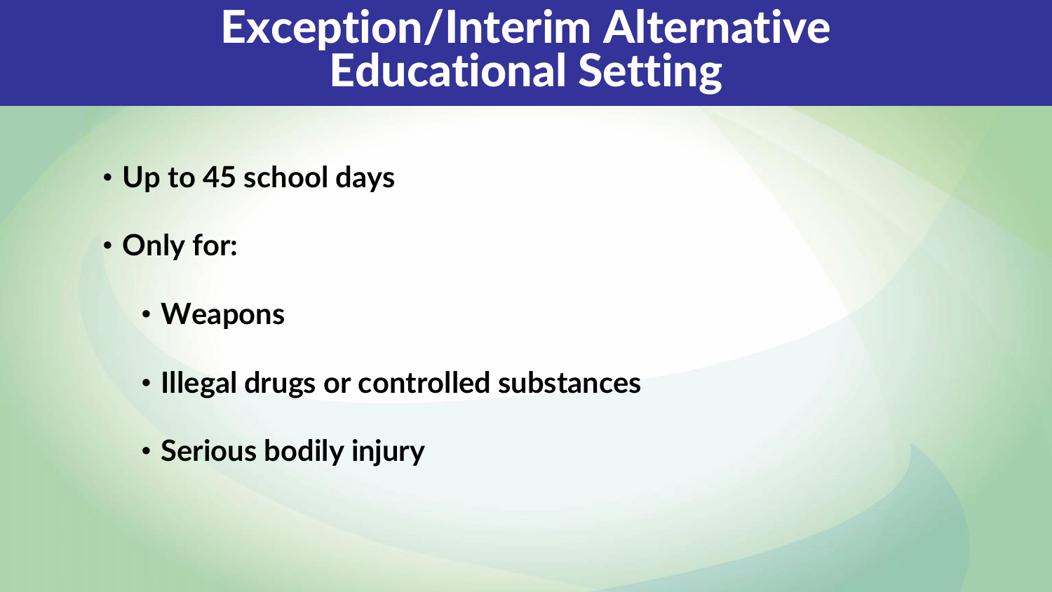# Exception/Interim Alternative Educational Setting

- **Up to 45 school days**
- **Only for:**
  - **Weapons**
  - **Illegal drugs or controlled substances**
  - **Serious bodily injury**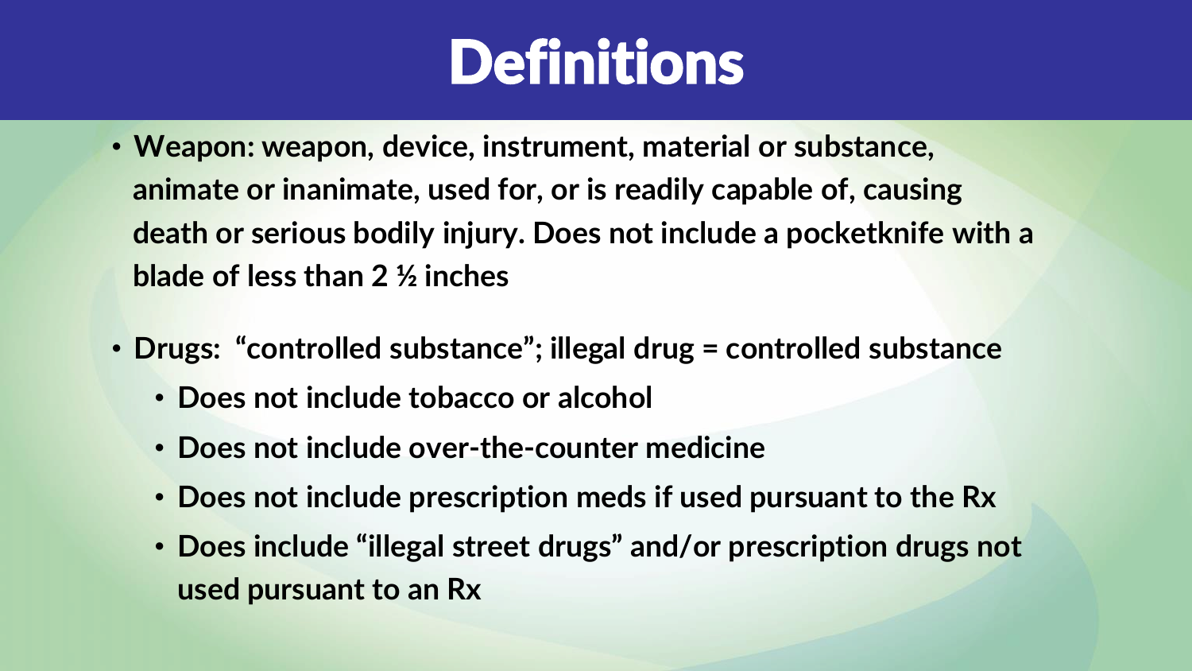# Definitions

- **Weapon: weapon, device, instrument, material or substance, animate or inanimate, used for, or is readily capable of, causing death or serious bodily injury. Does not include a pocketknife with a blade of less than 2 ½ inches**

- **Drugs: "controlled substance"; illegal drug = controlled substance**
  - **Does not include tobacco or alcohol**
  - **Does not include over-the-counter medicine**
  - **Does not include prescription meds if used pursuant to the Rx**
  - **Does include "illegal street drugs" and/or prescription drugs not used pursuant to an Rx**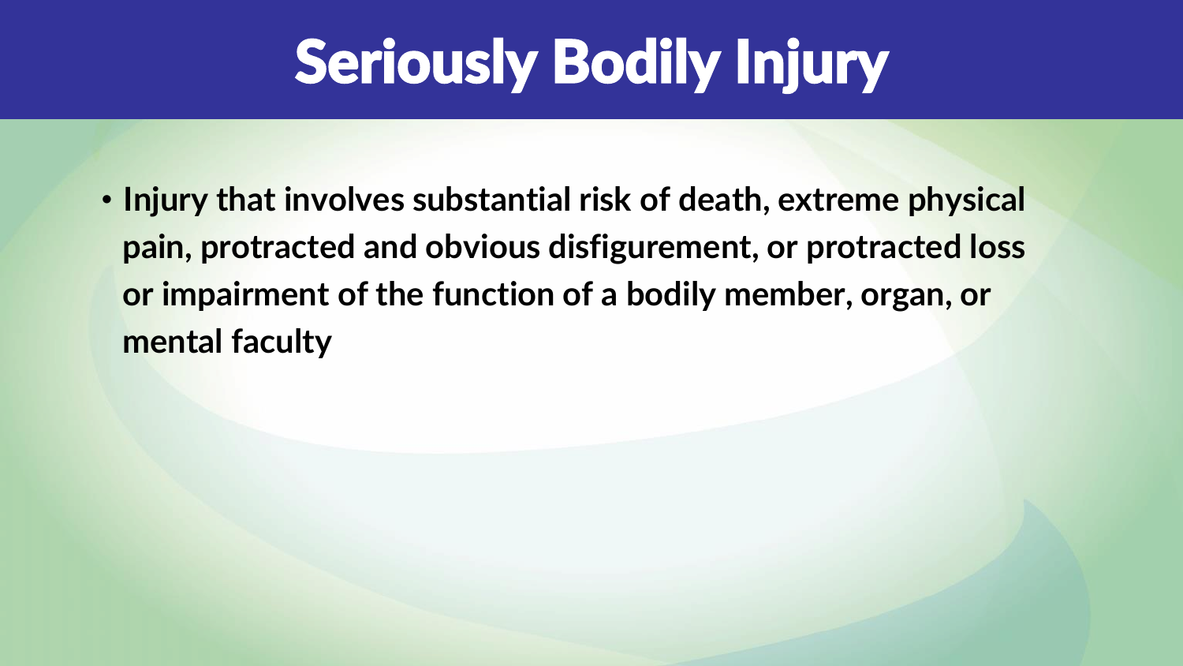# Seriously Bodily Injury

- Injury that involves substantial risk of death, extreme physical pain, protracted and obvious disfigurement, or protracted loss or impairment of the function of a bodily member, organ, or mental faculty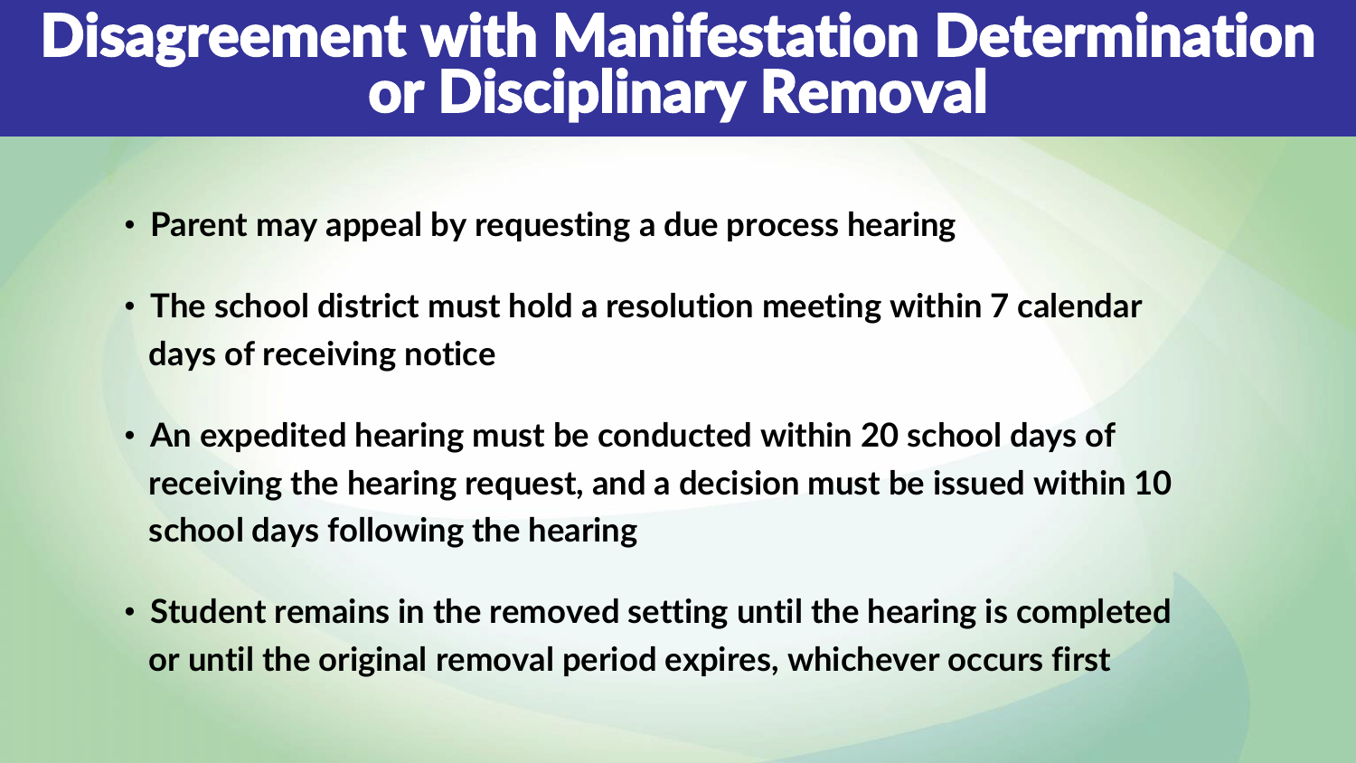# Disagreement with Manifestation Determination or Disciplinary Removal

- **Parent may appeal by requesting a due process hearing**
- **The school district must hold a resolution meeting within 7 calendar days of receiving notice**
- **An expedited hearing must be conducted within 20 school days of receiving the hearing request, and a decision must be issued within 10 school days following the hearing**
- **Student remains in the removed setting until the hearing is completed or until the original removal period expires, whichever occurs first**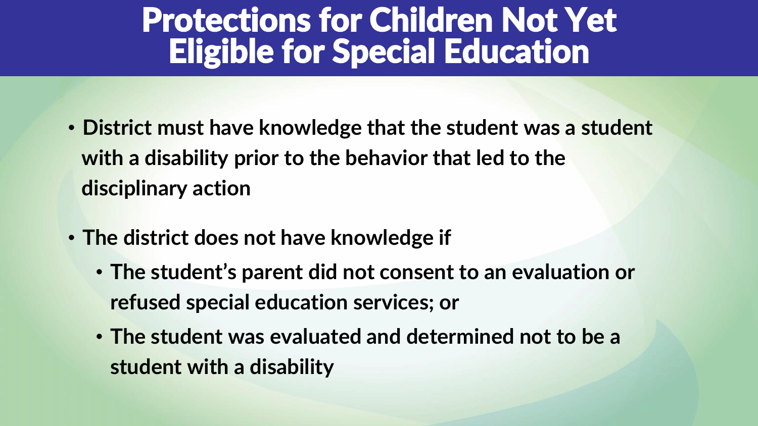# Protections for Children Not Yet Eligible for Special Education

- District must have knowledge that the student was a student with a disability prior to the behavior that led to the disciplinary action
- The district does not have knowledge if
  - The student's parent did not consent to an evaluation or refused special education services; or
  - The student was evaluated and determined not to be a student with a disability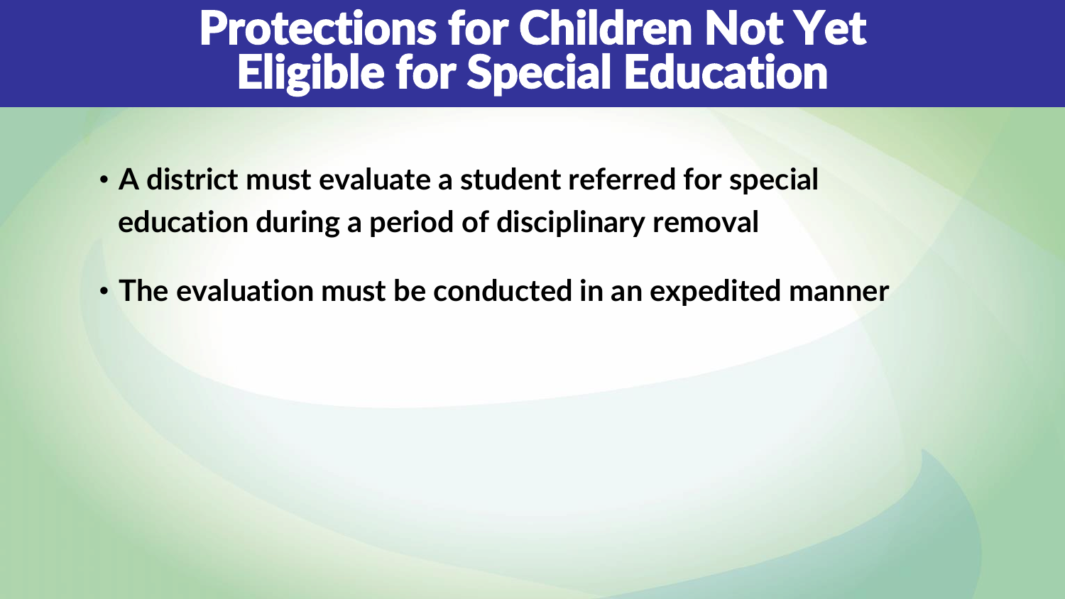# Protections for Children Not Yet Eligible for Special Education

- **A district must evaluate a student referred for special education during a period of disciplinary removal**
- **The evaluation must be conducted in an expedited manner**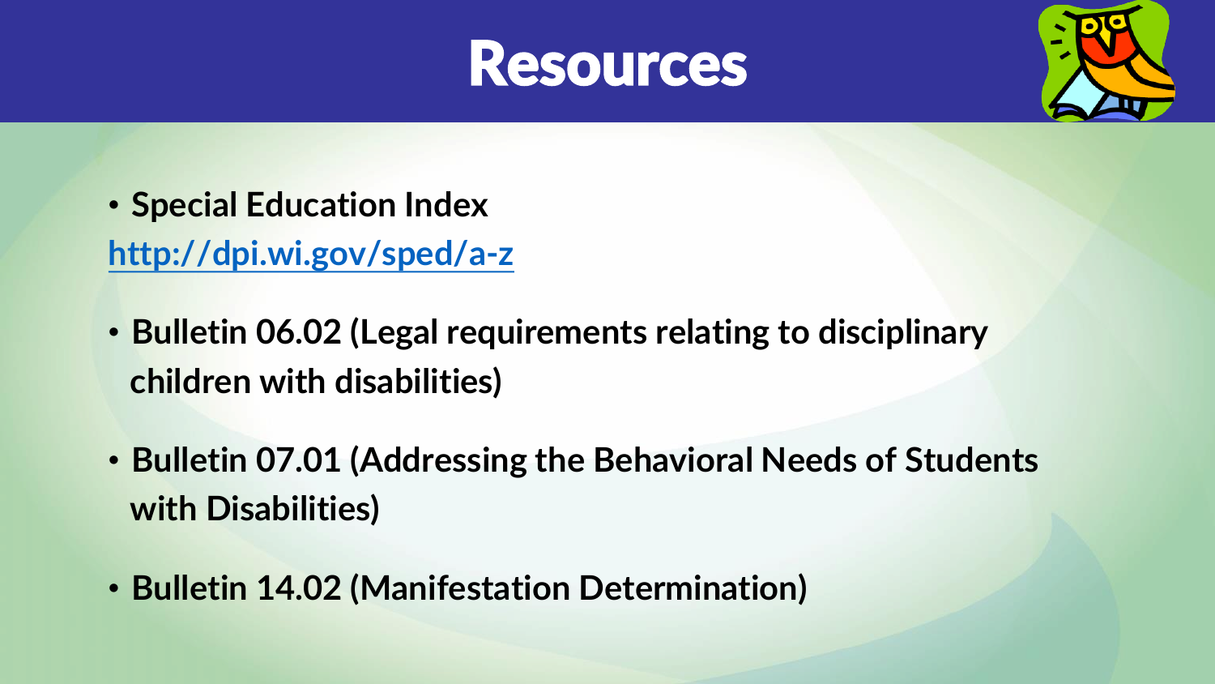# Resources

- **Special Education Index**
  **http://dpi.wi.gov/sped/a-z**
- **Bulletin 06.02 (Legal requirements relating to disciplinary children with disabilities)**
- **Bulletin 07.01 (Addressing the Behavioral Needs of Students with Disabilities)**
- **Bulletin 14.02 (Manifestation Determination)**